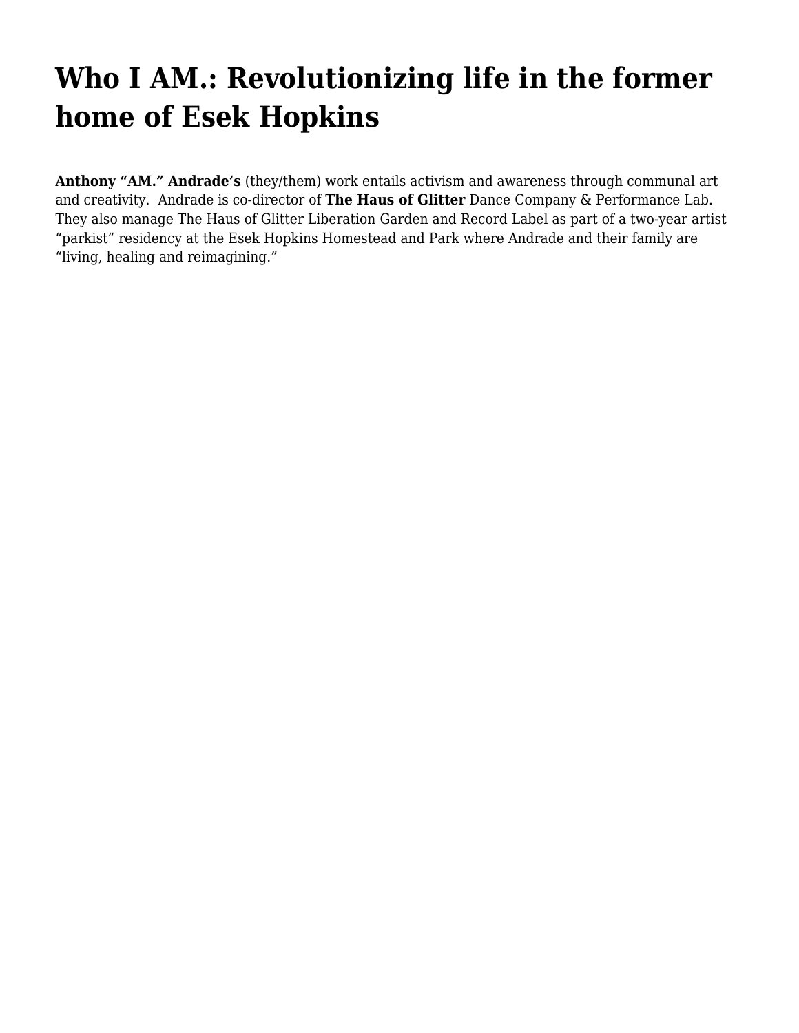# Who I AM.: Revolutionizing life in the former home of Esek Hopkins

**Anthony "AM." Andrade's** (they/them) work entails activism and awareness through communal art and creativity. Andrade is co-director of **The Haus of Glitter** Dance Company & Performance Lab. They also manage The Haus of Glitter Liberation Garden and Record Label as part of a two-year artist "parkist" residency at the Esek Hopkins Homestead and Park where Andrade and their family are "living, healing and reimagining."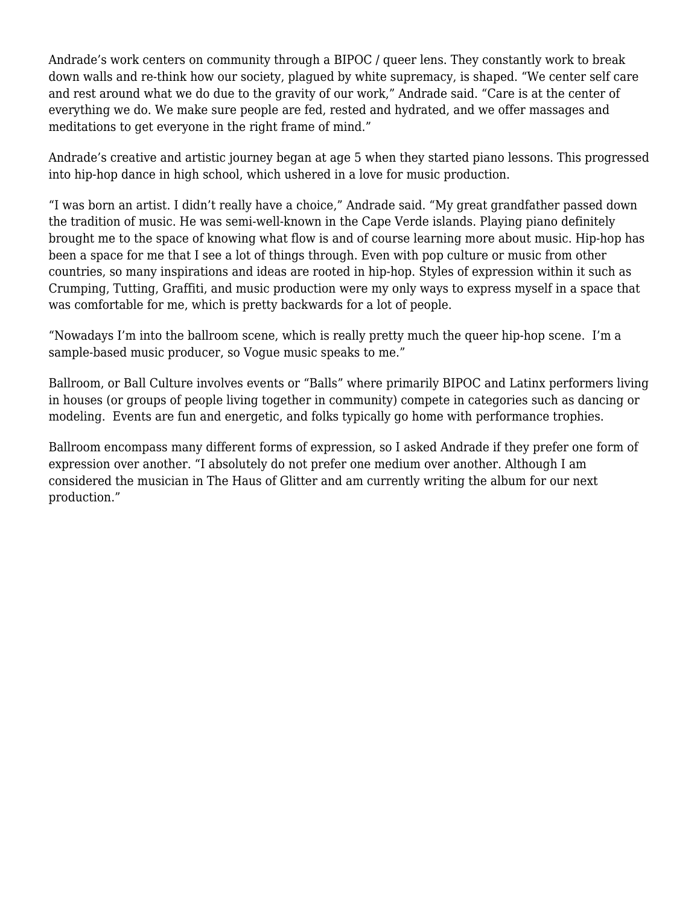Andrade's work centers on community through a BIPOC / queer lens. They constantly work to break down walls and re-think how our society, plagued by white supremacy, is shaped. "We center self care and rest around what we do due to the gravity of our work," Andrade said. "Care is at the center of everything we do. We make sure people are fed, rested and hydrated, and we offer massages and meditations to get everyone in the right frame of mind."

Andrade's creative and artistic journey began at age 5 when they started piano lessons. This progressed into hip-hop dance in high school, which ushered in a love for music production.

"I was born an artist. I didn't really have a choice," Andrade said. "My great grandfather passed down the tradition of music. He was semi-well-known in the Cape Verde islands. Playing piano definitely brought me to the space of knowing what flow is and of course learning more about music. Hip-hop has been a space for me that I see a lot of things through. Even with pop culture or music from other countries, so many inspirations and ideas are rooted in hip-hop. Styles of expression within it such as Crumping, Tutting, Graffiti, and music production were my only ways to express myself in a space that was comfortable for me, which is pretty backwards for a lot of people.

"Nowadays I'm into the ballroom scene, which is really pretty much the queer hip-hop scene. I'm a sample-based music producer, so Vogue music speaks to me."

Ballroom, or Ball Culture involves events or "Balls" where primarily BIPOC and Latinx performers living in houses (or groups of people living together in community) compete in categories such as dancing or modeling. Events are fun and energetic, and folks typically go home with performance trophies.

Ballroom encompass many different forms of expression, so I asked Andrade if they prefer one form of expression over another. "I absolutely do not prefer one medium over another. Although I am considered the musician in The Haus of Glitter and am currently writing the album for our next production."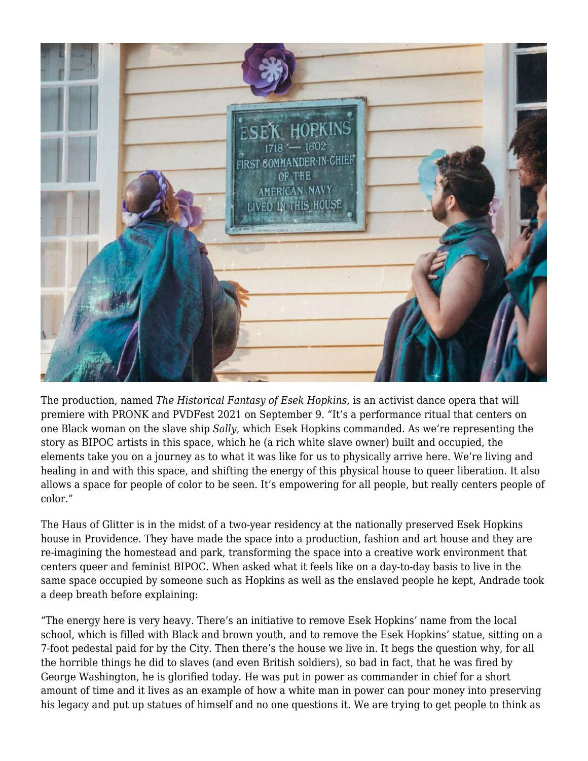The production, named *The Historical Fantasy of Esek Hopkins*, is an activist dance opera that will premiere with PRONK and PVDFest 2021 on September 9. "It's a performance ritual that centers on one Black woman on the slave ship *Sally*, which Esek Hopkins commanded. As we're representing the story as BIPOC artists in this space, which he (a rich white slave owner) built and occupied, the elements take you on a journey as to what it was like for us to physically arrive here. We're living and healing in and with this space, and shifting the energy of this physical house to queer liberation. It also allows a space for people of color to be seen. It's empowering for all people, but really centers people of color."

The Haus of Glitter is in the midst of a two-year residency at the nationally preserved Esek Hopkins house in Providence. They have made the space into a production, fashion and art house and they are re-imagining the homestead and park, transforming the space into a creative work environment that centers queer and feminist BIPOC. When asked what it feels like on a day-to-day basis to live in the same space occupied by someone such as Hopkins as well as the enslaved people he kept, Andrade took a deep breath before explaining:

"The energy here is very heavy. There's an initiative to remove Esek Hopkins' name from the local school, which is filled with Black and brown youth, and to remove the Esek Hopkins' statue, sitting on a 7-foot pedestal paid for by the City. Then there's the house we live in. It begs the question why, for all the horrible things he did to slaves (and even British soldiers), so bad in fact, that he was fired by George Washington, he is glorified today. He was put in power as commander in chief for a short amount of time and it lives as an example of how a white man in power can pour money into preserving his legacy and put up statues of himself and no one questions it. We are trying to get people to think as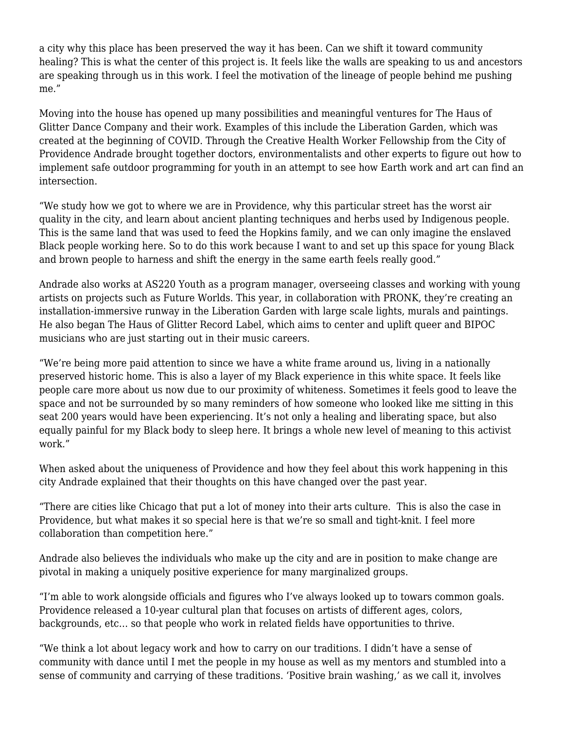a city why this place has been preserved the way it has been. Can we shift it toward community healing? This is what the center of this project is. It feels like the walls are speaking to us and ancestors are speaking through us in this work. I feel the motivation of the lineage of people behind me pushing me."

Moving into the house has opened up many possibilities and meaningful ventures for The Haus of Glitter Dance Company and their work. Examples of this include the Liberation Garden, which was created at the beginning of COVID. Through the Creative Health Worker Fellowship from the City of Providence Andrade brought together doctors, environmentalists and other experts to figure out how to implement safe outdoor programming for youth in an attempt to see how Earth work and art can find an intersection.

"We study how we got to where we are in Providence, why this particular street has the worst air quality in the city, and learn about ancient planting techniques and herbs used by Indigenous people. This is the same land that was used to feed the Hopkins family, and we can only imagine the enslaved Black people working here. So to do this work because I want to and set up this space for young Black and brown people to harness and shift the energy in the same earth feels really good."

Andrade also works at AS220 Youth as a program manager, overseeing classes and working with young artists on projects such as Future Worlds. This year, in collaboration with PRONK, they're creating an installation-immersive runway in the Liberation Garden with large scale lights, murals and paintings. He also began The Haus of Glitter Record Label, which aims to center and uplift queer and BIPOC musicians who are just starting out in their music careers.

"We're being more paid attention to since we have a white frame around us, living in a nationally preserved historic home. This is also a layer of my Black experience in this white space. It feels like people care more about us now due to our proximity of whiteness. Sometimes it feels good to leave the space and not be surrounded by so many reminders of how someone who looked like me sitting in this seat 200 years would have been experiencing. It's not only a healing and liberating space, but also equally painful for my Black body to sleep here. It brings a whole new level of meaning to this activist work."

When asked about the uniqueness of Providence and how they feel about this work happening in this city Andrade explained that their thoughts on this have changed over the past year.

"There are cities like Chicago that put a lot of money into their arts culture.  This is also the case in Providence, but what makes it so special here is that we're so small and tight-knit. I feel more collaboration than competition here."

Andrade also believes the individuals who make up the city and are in position to make change are pivotal in making a uniquely positive experience for many marginalized groups.

"I'm able to work alongside officials and figures who I've always looked up to towars common goals. Providence released a 10-year cultural plan that focuses on artists of different ages, colors, backgrounds, etc... so that people who work in related fields have opportunities to thrive.

"We think a lot about legacy work and how to carry on our traditions. I didn't have a sense of community with dance until I met the people in my house as well as my mentors and stumbled into a sense of community and carrying of these traditions. 'Positive brain washing,' as we call it, involves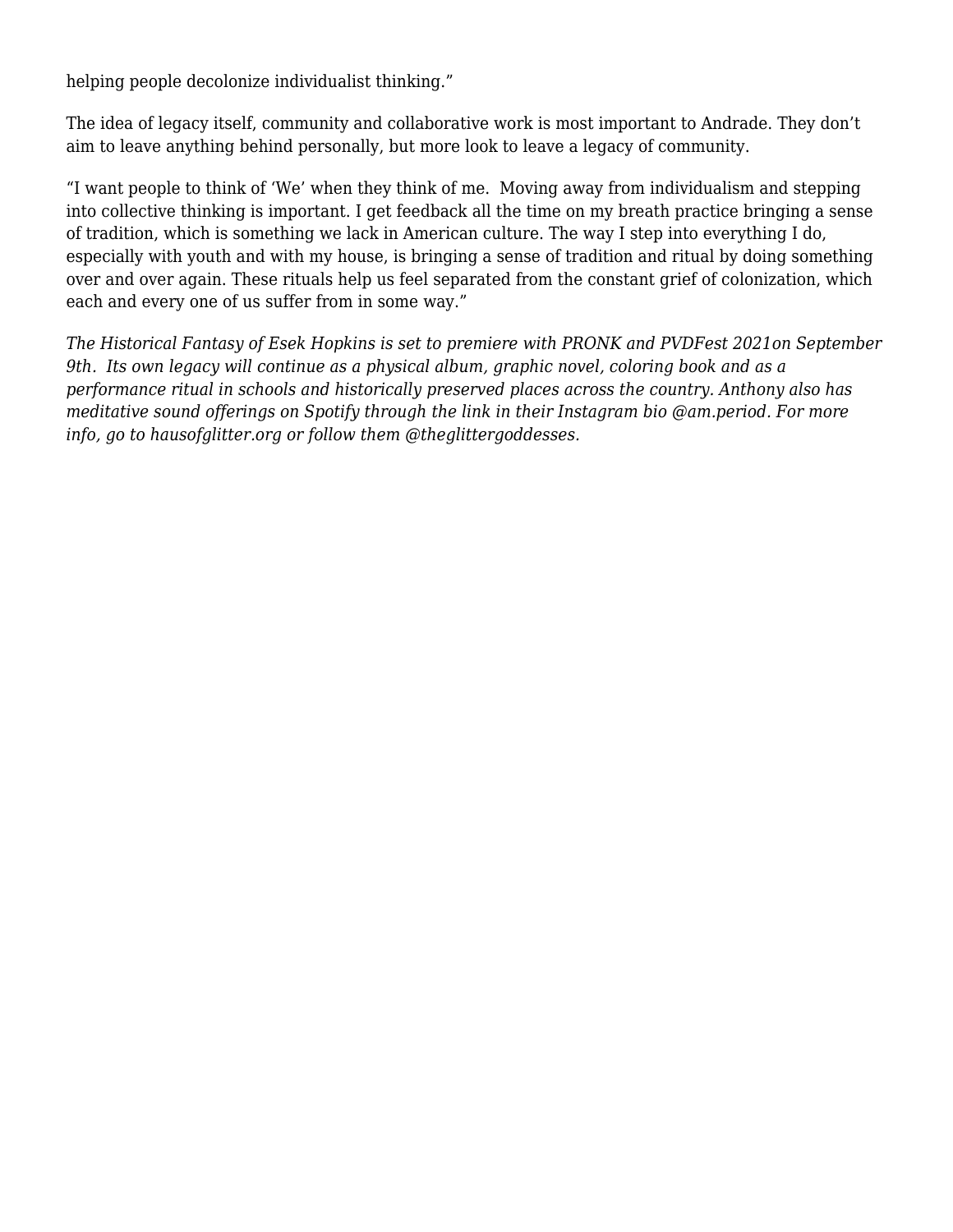helping people decolonize individualist thinking."

The idea of legacy itself, community and collaborative work is most important to Andrade. They don't aim to leave anything behind personally, but more look to leave a legacy of community.

"I want people to think of 'We' when they think of me. Moving away from individualism and stepping into collective thinking is important. I get feedback all the time on my breath practice bringing a sense of tradition, which is something we lack in American culture. The way I step into everything I do, especially with youth and with my house, is bringing a sense of tradition and ritual by doing something over and over again. These rituals help us feel separated from the constant grief of colonization, which each and every one of us suffer from in some way."

*The Historical Fantasy of Esek Hopkins is set to premiere with PRONK and PVDFest 2021on September 9th. Its own legacy will continue as a physical album, graphic novel, coloring book and as a performance ritual in schools and historically preserved places across the country. Anthony also has meditative sound offerings on Spotify through the link in their Instagram bio @am.period. For more info, go to hausofglitter.org or follow them @theglittergoddesses.*